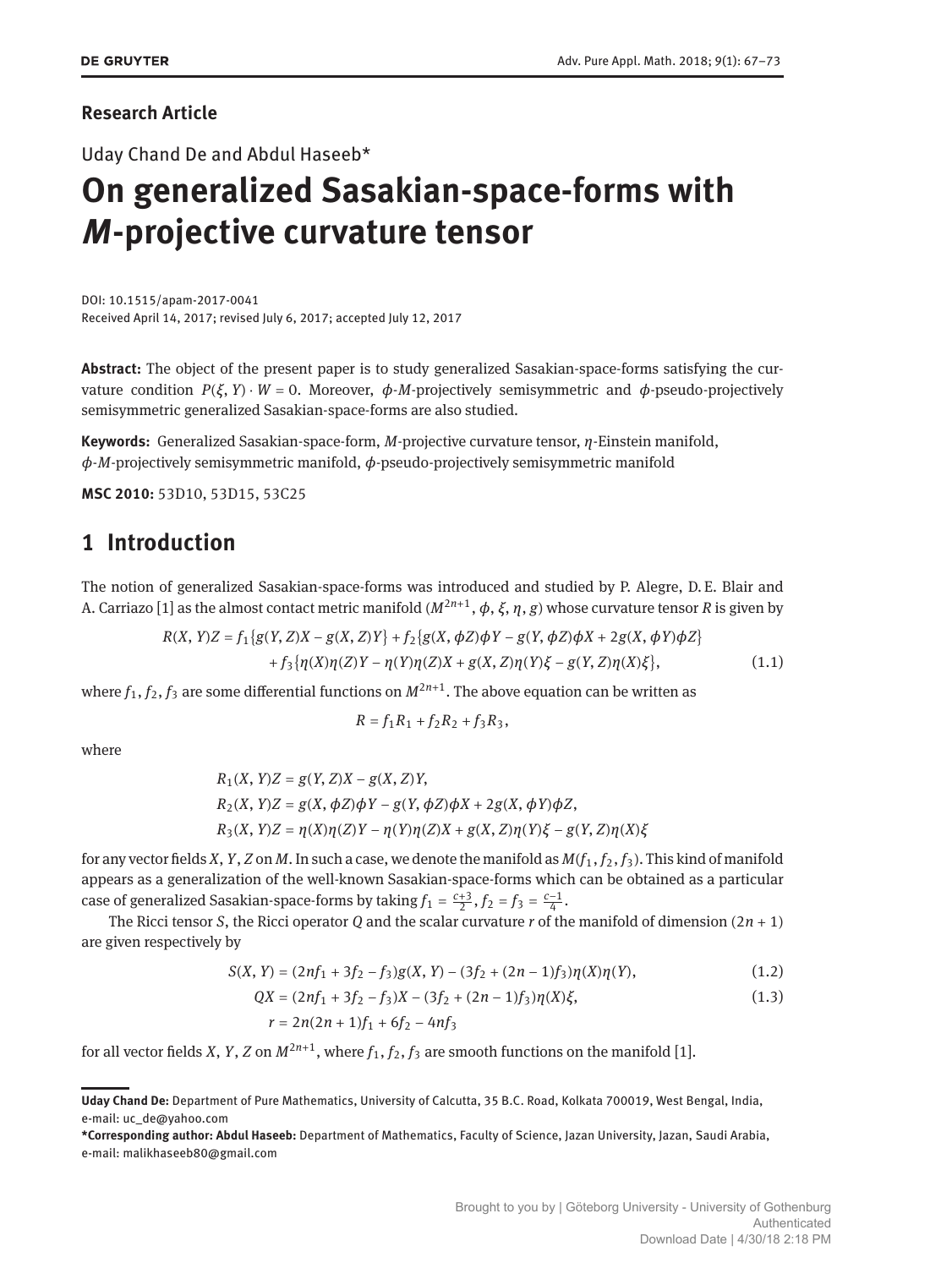**Research Article**

Uday Chand De and Abdul Haseeb*

# On generalized Sasakian-space-forms with *M*-projective curvature tensor

DOI: 10.1515/apam-2017-0041
Received April 14, 2017; revised July 6, 2017; accepted July 12, 2017

**Abstract:** The object of the present paper is to study generalized Sasakian-space-forms satisfying the curvature condition $P(\xi, Y) \cdot W = 0$. Moreover, $\phi$-*M*-projectively semisymmetric and $\phi$-pseudo-projectively semisymmetric generalized Sasakian-space-forms are also studied.

**Keywords:** Generalized Sasakian-space-form, *M*-projective curvature tensor, $\eta$-Einstein manifold, $\phi$-*M*-projectively semisymmetric manifold, $\phi$-pseudo-projectively semisymmetric manifold

**MSC 2010:** 53D10, 53D15, 53C25

## 1 Introduction

The notion of generalized Sasakian-space-forms was introduced and studied by P. Alegre, D. E. Blair and A. Carriazo [1] as the almost contact metric manifold $(M^{2n+1}, \phi, \xi, \eta, g)$ whose curvature tensor $R$ is given by

$$R(X, Y)Z = f_1\{g(Y, Z)X - g(X, Z)Y\} + f_2\{g(X, \phi Z)\phi Y - g(Y, \phi Z)\phi X + 2g(X, \phi Y)\phi Z\} \\ + f_3\{\eta(X)\eta(Z)Y - \eta(Y)\eta(Z)X + g(X, Z)\eta(Y)\xi - g(Y, Z)\eta(X)\xi\}, \tag{1.1}$$

where $f_1, f_2, f_3$ are some differential functions on $M^{2n+1}$. The above equation can be written as

$$R = f_1R_1 + f_2R_2 + f_3R_3,$$

where

$$R_1(X, Y)Z = g(Y, Z)X - g(X, Z)Y,$$
$$R_2(X, Y)Z = g(X, \phi Z)\phi Y - g(Y, \phi Z)\phi X + 2g(X, \phi Y)\phi Z,$$
$$R_3(X, Y)Z = \eta(X)\eta(Z)Y - \eta(Y)\eta(Z)X + g(X, Z)\eta(Y)\xi - g(Y, Z)\eta(X)\xi$$

for any vector fields $X, Y, Z$ on $M$. In such a case, we denote the manifold as $M(f_1, f_2, f_3)$. This kind of manifold appears as a generalization of the well-known Sasakian-space-forms which can be obtained as a particular case of generalized Sasakian-space-forms by taking $f_1 = \frac{c+3}{2}$, $f_2 = f_3 = \frac{c-1}{4}$.

The Ricci tensor $S$, the Ricci operator $Q$ and the scalar curvature $r$ of the manifold of dimension $(2n + 1)$ are given respectively by

$$S(X, Y) = (2nf_1 + 3f_2 - f_3)g(X, Y) - (3f_2 + (2n - 1)f_3)\eta(X)\eta(Y), \tag{1.2}$$

$$QX = (2nf_1 + 3f_2 - f_3)X - (3f_2 + (2n - 1)f_3)\eta(X)\xi, \tag{1.3}$$

$$r = 2n(2n + 1)f_1 + 6f_2 - 4nf_3$$

for all vector fields $X, Y, Z$ on $M^{2n+1}$, where $f_1, f_2, f_3$ are smooth functions on the manifold [1].

---

**Uday Chand De:** Department of Pure Mathematics, University of Calcutta, 35 B.C. Road, Kolkata 700019, West Bengal, India, e-mail: uc_de@yahoo.com

***Corresponding author: Abdul Haseeb:** Department of Mathematics, Faculty of Science, Jazan University, Jazan, Saudi Arabia, e-mail: malikhaseeb80@gmail.com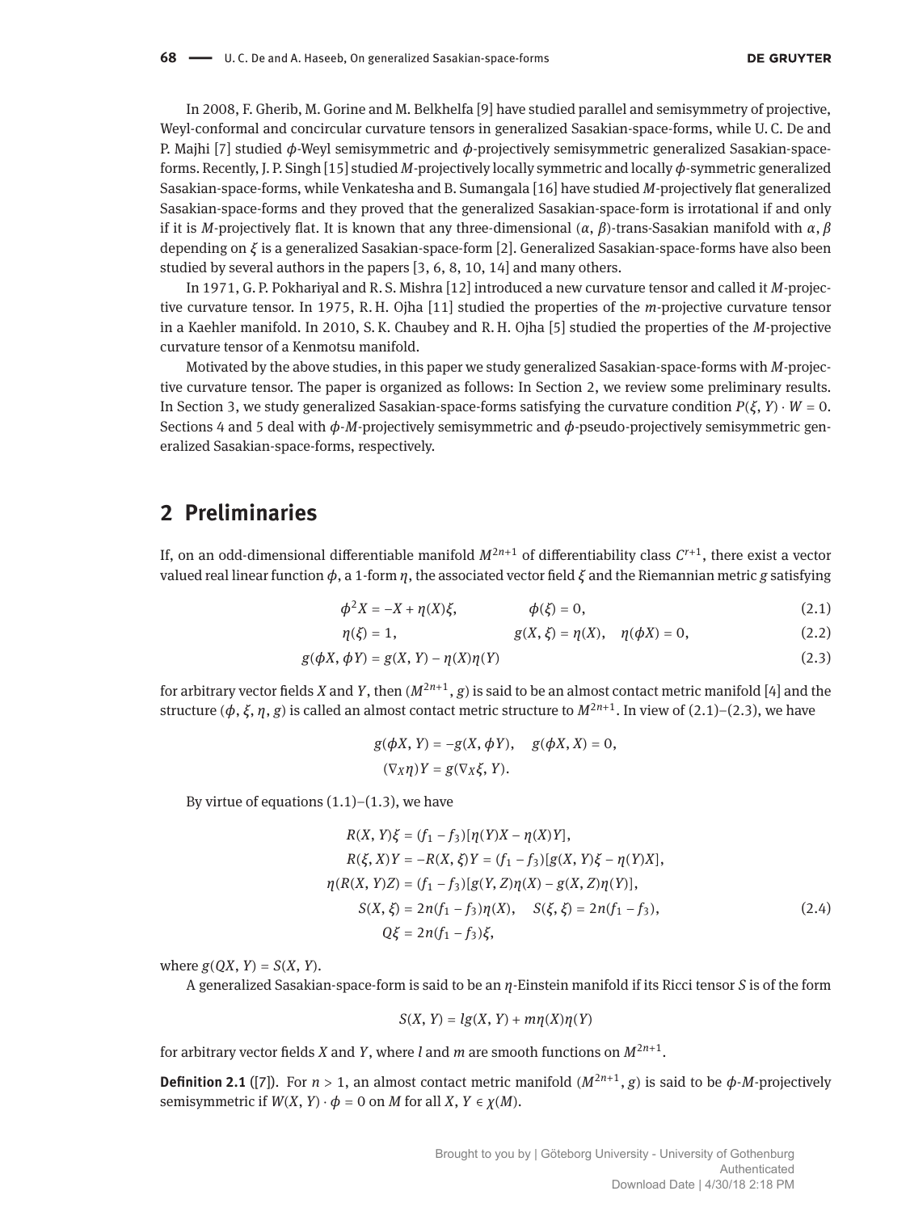In 2008, F. Gherib, M. Gorine and M. Belkhelfa [9] have studied parallel and semisymmetry of projective, Weyl-conformal and concircular curvature tensors in generalized Sasakian-space-forms, while U. C. De and P. Majhi [7] studied $\phi$-Weyl semisymmetric and $\phi$-projectively semisymmetric generalized Sasakian-space-forms. Recently, J. P. Singh [15] studied $M$-projectively locally symmetric and locally $\phi$-symmetric generalized Sasakian-space-forms, while Venkatesha and B. Sumangala [16] have studied $M$-projectively flat generalized Sasakian-space-forms and they proved that the generalized Sasakian-space-form is irrotational if and only if it is $M$-projectively flat. It is known that any three-dimensional $(\alpha, \beta)$-trans-Sasakian manifold with $\alpha, \beta$ depending on $\xi$ is a generalized Sasakian-space-form [2]. Generalized Sasakian-space-forms have also been studied by several authors in the papers [3, 6, 8, 10, 14] and many others.

In 1971, G. P. Pokhariyal and R. S. Mishra [12] introduced a new curvature tensor and called it $M$-projective curvature tensor. In 1975, R. H. Ojha [11] studied the properties of the $m$-projective curvature tensor in a Kaehler manifold. In 2010, S. K. Chaubey and R. H. Ojha [5] studied the properties of the $M$-projective curvature tensor of a Kenmotsu manifold.

Motivated by the above studies, in this paper we study generalized Sasakian-space-forms with $M$-projective curvature tensor. The paper is organized as follows: In Section 2, we review some preliminary results. In Section 3, we study generalized Sasakian-space-forms satisfying the curvature condition $P(\xi, Y) \cdot W = 0$. Sections 4 and 5 deal with $\phi$-$M$-projectively semisymmetric and $\phi$-pseudo-projectively semisymmetric generalized Sasakian-space-forms, respectively.

## 2 Preliminaries

If, on an odd-dimensional differentiable manifold $M^{2n+1}$ of differentiability class $C^{r+1}$, there exist a vector valued real linear function $\phi$, a 1-form $\eta$, the associated vector field $\xi$ and the Riemannian metric $g$ satisfying

$$\phi^2 X = -X + \eta(X)\xi, \qquad \phi(\xi) = 0, \tag{2.1}$$

$$\eta(\xi) = 1, \qquad g(X, \xi) = \eta(X), \quad \eta(\phi X) = 0, \tag{2.2}$$

$$g(\phi X, \phi Y) = g(X, Y) - \eta(X)\eta(Y) \tag{2.3}$$

for arbitrary vector fields $X$ and $Y$, then $(M^{2n+1}, g)$ is said to be an almost contact metric manifold [4] and the structure $(\phi, \xi, \eta, g)$ is called an almost contact metric structure to $M^{2n+1}$. In view of (2.1)–(2.3), we have

$$g(\phi X, Y) = -g(X, \phi Y), \quad g(\phi X, X) = 0,$$
$$(\nabla_X \eta)Y = g(\nabla_X \xi, Y).$$

By virtue of equations (1.1)–(1.3), we have

$$\begin{aligned}
R(X, Y)\xi &= (f_1 - f_3)[\eta(Y)X - \eta(X)Y],\\
R(\xi, X)Y &= -R(X, \xi)Y = (f_1 - f_3)[g(X, Y)\xi - \eta(Y)X],\\
\eta(R(X, Y)Z) &= (f_1 - f_3)[g(Y, Z)\eta(X) - g(X, Z)\eta(Y)],\\
S(X, \xi) &= 2n(f_1 - f_3)\eta(X), \quad S(\xi, \xi) = 2n(f_1 - f_3),\\
Q\xi &= 2n(f_1 - f_3)\xi,
\end{aligned} \tag{2.4}$$

where $g(QX, Y) = S(X, Y)$.

A generalized Sasakian-space-form is said to be an $\eta$-Einstein manifold if its Ricci tensor $S$ is of the form

$$S(X, Y) = lg(X, Y) + m\eta(X)\eta(Y)$$

for arbitrary vector fields $X$ and $Y$, where $l$ and $m$ are smooth functions on $M^{2n+1}$.

**Definition 2.1** ([7]). For $n > 1$, an almost contact metric manifold $(M^{2n+1}, g)$ is said to be $\phi$-$M$-projectively semisymmetric if $W(X, Y) \cdot \phi = 0$ on $M$ for all $X, Y \in \chi(M)$.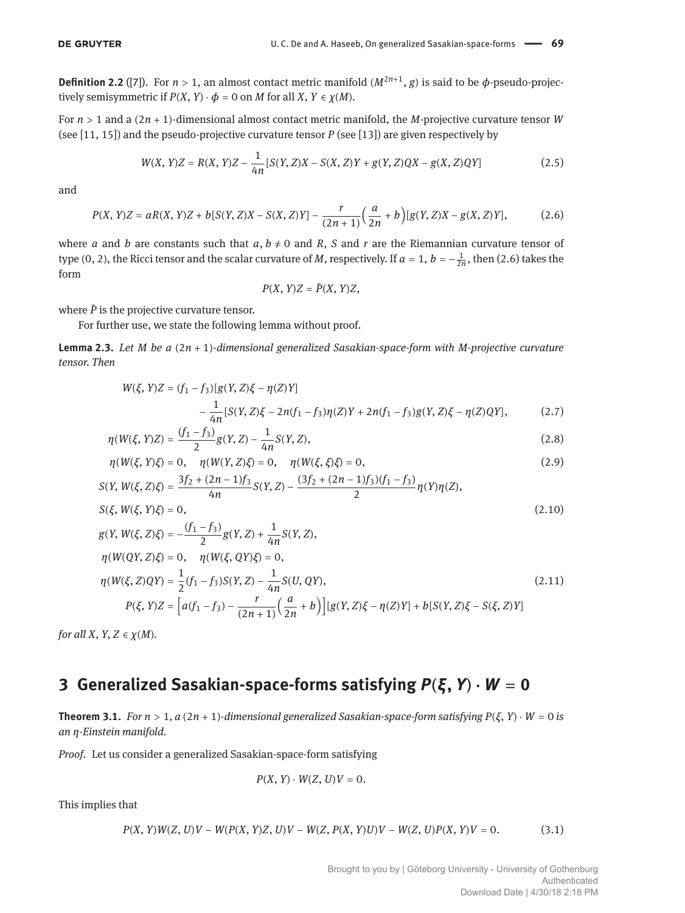**Definition 2.2** ([7]). For $n > 1$, an almost contact metric manifold $(M^{2n+1}, g)$ is said to be $\phi$-pseudo-projectively semisymmetric if $P(X, Y) \cdot \phi = 0$ on $M$ for all $X, Y \in \chi(M)$.

For $n > 1$ and a $(2n+1)$-dimensional almost contact metric manifold, the $M$-projective curvature tensor $W$ (see [11, 15]) and the pseudo-projective curvature tensor $P$ (see [13]) are given respectively by

$$W(X, Y)Z = R(X, Y)Z - \frac{1}{4n}[S(Y, Z)X - S(X, Z)Y + g(Y, Z)QX - g(X, Z)QY] \tag{2.5}$$

and

$$P(X, Y)Z = aR(X, Y)Z + b[S(Y, Z)X - S(X, Z)Y] - \frac{r}{(2n+1)}\Big(\frac{a}{2n} + b\Big)[g(Y, Z)X - g(X, Z)Y], \tag{2.6}$$

where $a$ and $b$ are constants such that $a, b \neq 0$ and $R$, $S$ and $r$ are the Riemannian curvature tensor of type (0, 2), the Ricci tensor and the scalar curvature of $M$, respectively. If $a = 1$, $b = -\frac{1}{2n}$, then (2.6) takes the form

$$P(X, Y)Z = \bar{P}(X, Y)Z,$$

where $\bar{P}$ is the projective curvature tensor.

For further use, we state the following lemma without proof.

**Lemma 2.3.** *Let $M$ be a $(2n+1)$-dimensional generalized Sasakian-space-form with M-projective curvature tensor. Then*

$$\begin{aligned}
W(\xi, Y)Z &= (f_1 - f_3)[g(Y, Z)\xi - \eta(Z)Y] \\
&\quad - \frac{1}{4n}[S(Y, Z)\xi - 2n(f_1 - f_3)\eta(Z)Y + 2n(f_1 - f_3)g(Y, Z)\xi - \eta(Z)QY], && (2.7)\\
\eta(W(\xi, Y)Z) &= \frac{(f_1 - f_3)}{2}g(Y, Z) - \frac{1}{4n}S(Y, Z), && (2.8)\\
\eta(W(\xi, Y)\xi) &= 0, \quad \eta(W(Y, Z)\xi) = 0, \quad \eta(W(\xi, \xi)\xi) = 0, && (2.9)\\
S(Y, W(\xi, Z)\xi) &= \frac{3f_2 + (2n-1)f_3}{4n}S(Y, Z) - \frac{(3f_2 + (2n-1)f_3)(f_1 - f_3)}{2}\eta(Y)\eta(Z),\\
S(\xi, W(\xi, Y)\xi) &= 0, && (2.10)\\
g(Y, W(\xi, Z)\xi) &= -\frac{(f_1 - f_3)}{2}g(Y, Z) + \frac{1}{4n}S(Y, Z),\\
\eta(W(QY, Z)\xi) &= 0, \quad \eta(W(\xi, QY)\xi) = 0,\\
\eta(W(\xi, Z)QY) &= \frac{1}{2}(f_1 - f_3)S(Y, Z) - \frac{1}{4n}S(U, QY), && (2.11)\\
P(\xi, Y)Z &= \Big[a(f_1 - f_3) - \frac{r}{(2n+1)}\Big(\frac{a}{2n} + b\Big)\Big][g(Y, Z)\xi - \eta(Z)Y] + b[S(Y, Z)\xi - S(\xi, Z)Y]
\end{aligned}$$

*for all $X, Y, Z \in \chi(M)$.*

## 3 Generalized Sasakian-space-forms satisfying $P(\xi, Y) \cdot W = 0$

**Theorem 3.1.** *For $n > 1$, a $(2n+1)$-dimensional generalized Sasakian-space-form satisfying $P(\xi, Y) \cdot W = 0$ is an $\eta$-Einstein manifold.*

*Proof.* Let us consider a generalized Sasakian-space-form satisfying

$$P(X, Y) \cdot W(Z, U)V = 0.$$

This implies that

$$P(X, Y)W(Z, U)V - W(P(X, Y)Z, U)V - W(Z, P(X, Y)U)V - W(Z, U)P(X, Y)V = 0. \tag{3.1}$$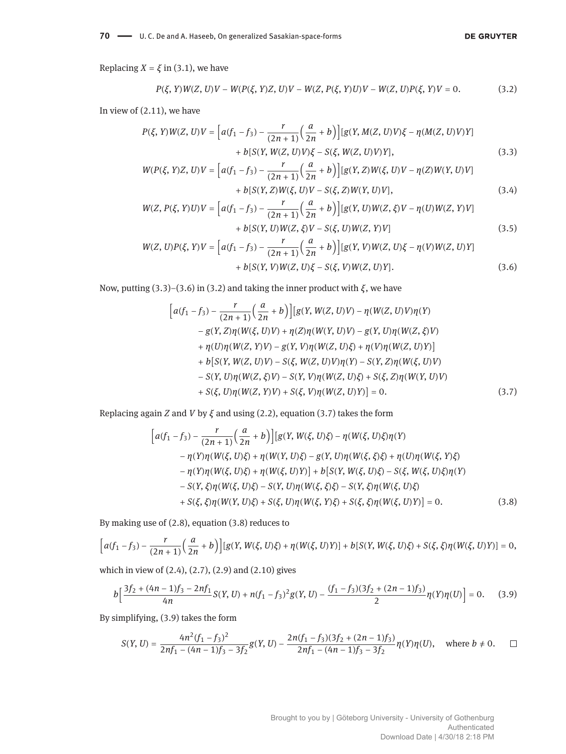Replacing $X = \xi$ in (3.1), we have

$$P(\xi, Y)W(Z, U)V - W(P(\xi, Y)Z, U)V - W(Z, P(\xi, Y)U)V - W(Z, U)P(\xi, Y)V = 0. \tag{3.2}$$

In view of (2.11), we have

$$\begin{aligned}
P(\xi, Y)W(Z, U)V &= \Big[a(f_1 - f_3) - \frac{r}{(2n+1)}\Big(\frac{a}{2n} + b\Big)\Big][g(Y, M(Z, U)V)\xi - \eta(M(Z, U)V)Y] \\
&\quad + b[S(Y, W(Z, U)V)\xi - S(\xi, W(Z, U)V)Y], && (3.3)\\
W(P(\xi, Y)Z, U)V &= \Big[a(f_1 - f_3) - \frac{r}{(2n+1)}\Big(\frac{a}{2n} + b\Big)\Big][g(Y, Z)W(\xi, U)V - \eta(Z)W(Y, U)V] \\
&\quad + b[S(Y, Z)W(\xi, U)V - S(\xi, Z)W(Y, U)V], && (3.4)\\
W(Z, P(\xi, Y)U)V &= \Big[a(f_1 - f_3) - \frac{r}{(2n+1)}\Big(\frac{a}{2n} + b\Big)\Big][g(Y, U)W(Z, \xi)V - \eta(U)W(Z, Y)V] \\
&\quad + b[S(Y, U)W(Z, \xi)V - S(\xi, U)W(Z, Y)V] && (3.5)\\
W(Z, U)P(\xi, Y)V &= \Big[a(f_1 - f_3) - \frac{r}{(2n+1)}\Big(\frac{a}{2n} + b\Big)\Big][g(Y, V)W(Z, U)\xi - \eta(V)W(Z, U)Y] \\
&\quad + b[S(Y, V)W(Z, U)\xi - S(\xi, V)W(Z, U)Y]. && (3.6)
\end{aligned}$$

Now, putting (3.3)–(3.6) in (3.2) and taking the inner product with $\xi$, we have

$$\begin{aligned}
&\Big[a(f_1 - f_3) - \frac{r}{(2n+1)}\Big(\frac{a}{2n} + b\Big)\Big][g(Y, W(Z, U)V) - \eta(W(Z, U)V)\eta(Y) \\
&\quad - g(Y, Z)\eta(W(\xi, U)V) + \eta(Z)\eta(W(Y, U)V) - g(Y, U)\eta(W(Z, \xi)V) \\
&\quad + \eta(U)\eta(W(Z, Y)V) - g(Y, V)\eta(W(Z, U)\xi) + \eta(V)\eta(W(Z, U)Y)] \\
&\quad + b[S(Y, W(Z, U)V) - S(\xi, W(Z, U)V)\eta(Y) - S(Y, Z)\eta(W(\xi, U)V) \\
&\quad - S(Y, U)\eta(W(Z, \xi)V) - S(Y, V)\eta(W(Z, U)\xi) + S(\xi, Z)\eta(W(Y, U)V) \\
&\quad + S(\xi, U)\eta(W(Z, Y)V) + S(\xi, V)\eta(W(Z, U)Y)] = 0.
\end{aligned} \tag{3.7}$$

Replacing again $Z$ and $V$ by $\xi$ and using (2.2), equation (3.7) takes the form

$$\begin{aligned}
&\Big[a(f_1 - f_3) - \frac{r}{(2n+1)}\Big(\frac{a}{2n} + b\Big)\Big][g(Y, W(\xi, U)\xi) - \eta(W(\xi, U)\xi)\eta(Y) \\
&\quad - \eta(Y)\eta(W(\xi, U)\xi) + \eta(W(Y, U)\xi) - g(Y, U)\eta(W(\xi, \xi)\xi) + \eta(U)\eta(W(\xi, Y)\xi) \\
&\quad - \eta(Y)\eta(W(\xi, U)\xi) + \eta(W(\xi, U)Y)] + b[S(Y, W(\xi, U)\xi) - S(\xi, W(\xi, U)\xi)\eta(Y) \\
&\quad - S(Y, \xi)\eta(W(\xi, U)\xi) - S(Y, U)\eta(W(\xi, \xi)\xi) - S(Y, \xi)\eta(W(\xi, U)\xi) \\
&\quad + S(\xi, \xi)\eta(W(Y, U)\xi) + S(\xi, U)\eta(W(\xi, Y)\xi) + S(\xi, \xi)\eta(W(\xi, U)Y)] = 0.
\end{aligned} \tag{3.8}$$

By making use of (2.8), equation (3.8) reduces to

$$\Big[a(f_1 - f_3) - \frac{r}{(2n+1)}\Big(\frac{a}{2n} + b\Big)\Big][g(Y, W(\xi, U)\xi) + \eta(W(\xi, U)Y)] + b[S(Y, W(\xi, U)\xi) + S(\xi, \xi)\eta(W(\xi, U)Y)] = 0,$$

which in view of (2.4), (2.7), (2.9) and (2.10) gives

$$b\Big[\frac{3f_2 + (4n-1)f_3 - 2nf_1}{4n}S(Y, U) + n(f_1 - f_3)^2 g(Y, U) - \frac{(f_1 - f_3)(3f_2 + (2n-1)f_3)}{2}\eta(Y)\eta(U)\Big] = 0. \tag{3.9}$$

By simplifying, (3.9) takes the form

$$S(Y, U) = \frac{4n^2(f_1 - f_3)^2}{2nf_1 - (4n-1)f_3 - 3f_2}g(Y, U) - \frac{2n(f_1 - f_3)(3f_2 + (2n-1)f_3)}{2nf_1 - (4n-1)f_3 - 3f_2}\eta(Y)\eta(U), \quad \text{where } b \neq 0. \qquad \square$$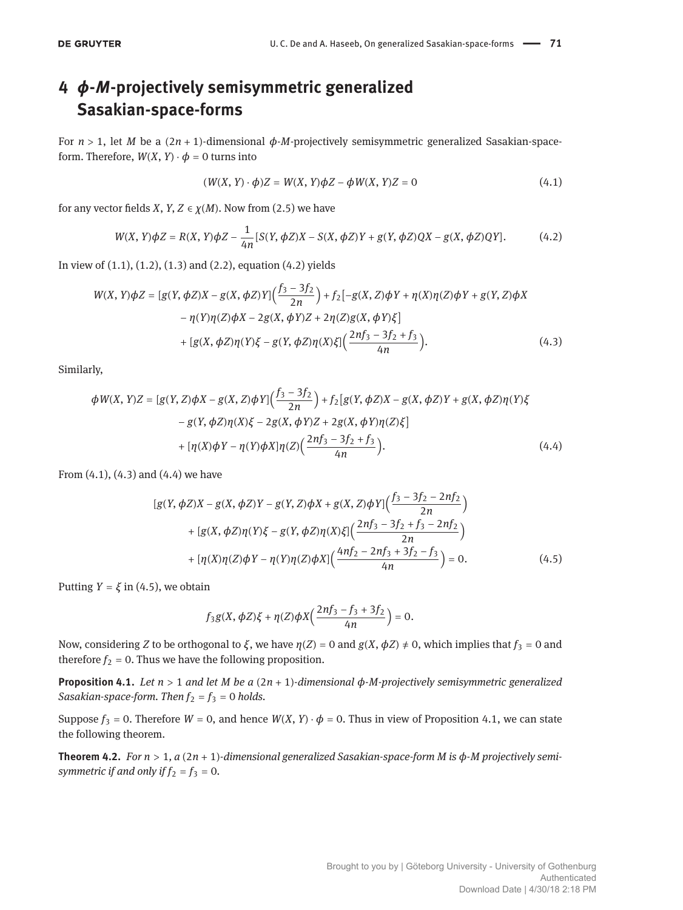## 4 $\phi$-$M$-projectively semisymmetric generalized Sasakian-space-forms

For $n > 1$, let $M$ be a $(2n+1)$-dimensional $\phi$-$M$-projectively semisymmetric generalized Sasakian-space-form. Therefore, $W(X, Y) \cdot \phi = 0$ turns into

$$(W(X, Y) \cdot \phi)Z = W(X, Y)\phi Z - \phi W(X, Y)Z = 0 \tag{4.1}$$

for any vector fields $X, Y, Z \in \chi(M)$. Now from (2.5) we have

$$W(X, Y)\phi Z = R(X, Y)\phi Z - \frac{1}{4n}[S(Y, \phi Z)X - S(X, \phi Z)Y + g(Y, \phi Z)QX - g(X, \phi Z)QY]. \tag{4.2}$$

In view of (1.1), (1.2), (1.3) and (2.2), equation (4.2) yields

$$\begin{aligned} W(X, Y)\phi Z = {} & [g(Y, \phi Z)X - g(X, \phi Z)Y]\Big(\frac{f_3 - 3f_2}{2n}\Big) + f_2[-g(X, Z)\phi Y + \eta(X)\eta(Z)\phi Y + g(Y, Z)\phi X \\ & - \eta(Y)\eta(Z)\phi X - 2g(X, \phi Y)Z + 2\eta(Z)g(X, \phi Y)\xi] \\ & + [g(X, \phi Z)\eta(Y)\xi - g(Y, \phi Z)\eta(X)\xi]\Big(\frac{2nf_3 - 3f_2 + f_3}{4n}\Big). \end{aligned} \tag{4.3}$$

Similarly,

$$\begin{aligned} \phi W(X, Y)Z = {} & [g(Y, Z)\phi X - g(X, Z)\phi Y]\Big(\frac{f_3 - 3f_2}{2n}\Big) + f_2[g(Y, \phi Z)X - g(X, \phi Z)Y + g(X, \phi Z)\eta(Y)\xi \\ & - g(Y, \phi Z)\eta(X)\xi - 2g(X, \phi Y)Z + 2g(X, \phi Y)\eta(Z)\xi] \\ & + [\eta(X)\phi Y - \eta(Y)\phi X]\eta(Z)\Big(\frac{2nf_3 - 3f_2 + f_3}{4n}\Big). \end{aligned} \tag{4.4}$$

From (4.1), (4.3) and (4.4) we have

$$\begin{aligned} & [g(Y, \phi Z)X - g(X, \phi Z)Y - g(Y, Z)\phi X + g(X, Z)\phi Y]\Big(\frac{f_3 - 3f_2 - 2nf_2}{2n}\Big) \\ & + [g(X, \phi Z)\eta(Y)\xi - g(Y, \phi Z)\eta(X)\xi]\Big(\frac{2nf_3 - 3f_2 + f_3 - 2nf_2}{2n}\Big) \\ & + [\eta(X)\eta(Z)\phi Y - \eta(Y)\eta(Z)\phi X]\Big(\frac{4nf_2 - 2nf_3 + 3f_2 - f_3}{4n}\Big) = 0. \end{aligned} \tag{4.5}$$

Putting $Y = \xi$ in (4.5), we obtain

$$f_3 g(X, \phi Z)\xi + \eta(Z)\phi X\Big(\frac{2nf_3 - f_3 + 3f_2}{4n}\Big) = 0.$$

Now, considering $Z$ to be orthogonal to $\xi$, we have $\eta(Z) = 0$ and $g(X, \phi Z) \neq 0$, which implies that $f_3 = 0$ and therefore $f_2 = 0$. Thus we have the following proposition.

**Proposition 4.1.** *Let $n > 1$ and let $M$ be a $(2n+1)$-dimensional $\phi$-$M$-projectively semisymmetric generalized Sasakian-space-form. Then $f_2 = f_3 = 0$ holds.*

Suppose $f_3 = 0$. Therefore $W = 0$, and hence $W(X, Y) \cdot \phi = 0$. Thus in view of Proposition 4.1, we can state the following theorem.

**Theorem 4.2.** *For $n > 1$, a $(2n+1)$-dimensional generalized Sasakian-space-form $M$ is $\phi$-$M$ projectively semisymmetric if and only if $f_2 = f_3 = 0$.*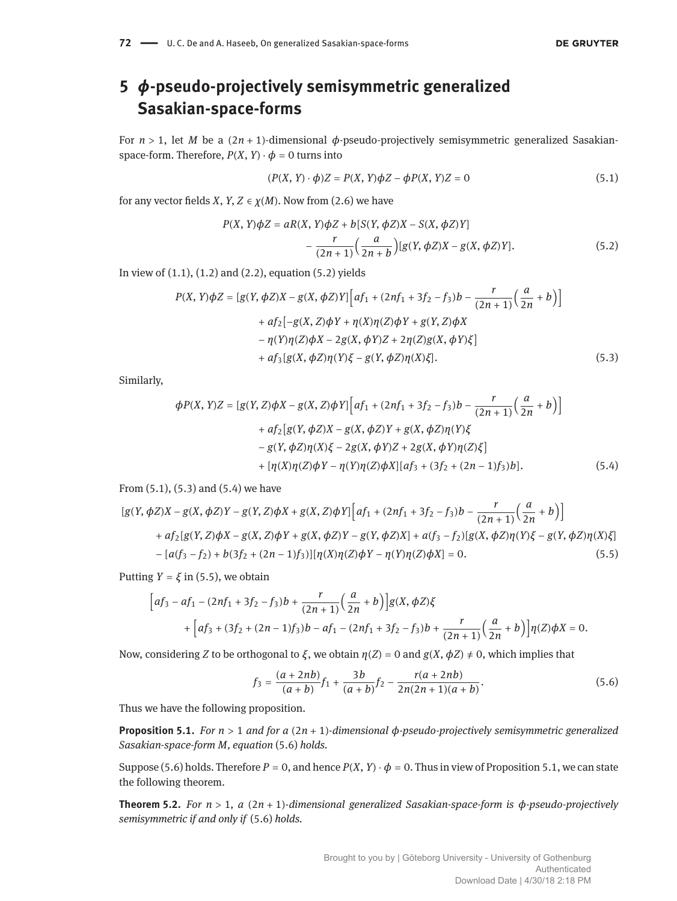## 5 $\phi$-pseudo-projectively semisymmetric generalized Sasakian-space-forms

For $n > 1$, let $M$ be a $(2n+1)$-dimensional $\phi$-pseudo-projectively semisymmetric generalized Sasakian-space-form. Therefore, $P(X, Y) \cdot \phi = 0$ turns into

$$(P(X, Y) \cdot \phi)Z = P(X, Y)\phi Z - \phi P(X, Y)Z = 0 \tag{5.1}$$

for any vector fields $X, Y, Z \in \chi(M)$. Now from (2.6) we have

$$P(X, Y)\phi Z = aR(X, Y)\phi Z + b[S(Y, \phi Z)X - S(X, \phi Z)Y] - \frac{r}{(2n+1)}\Big(\frac{a}{2n+b}\Big)[g(Y, \phi Z)X - g(X, \phi Z)Y]. \tag{5.2}$$

In view of (1.1), (1.2) and (2.2), equation (5.2) yields

$$\begin{aligned}
P(X, Y)\phi Z = {} & [g(Y, \phi Z)X - g(X, \phi Z)Y]\Big[af_1 + (2nf_1 + 3f_2 - f_3)b - \frac{r}{(2n+1)}\Big(\frac{a}{2n} + b\Big)\Big] \\
& + af_2[-g(X, Z)\phi Y + \eta(X)\eta(Z)\phi Y + g(Y, Z)\phi X \\
& - \eta(Y)\eta(Z)\phi X - 2g(X, \phi Y)Z + 2\eta(Z)g(X, \phi Y)\xi] \\
& + af_3[g(X, \phi Z)\eta(Y)\xi - g(Y, \phi Z)\eta(X)\xi].
\end{aligned} \tag{5.3}$$

Similarly,

$$\begin{aligned}
\phi P(X, Y)Z = {} & [g(Y, Z)\phi X - g(X, Z)\phi Y]\Big[af_1 + (2nf_1 + 3f_2 - f_3)b - \frac{r}{(2n+1)}\Big(\frac{a}{2n} + b\Big)\Big] \\
& + af_2[g(Y, \phi Z)X - g(X, \phi Z)Y + g(X, \phi Z)\eta(Y)\xi \\
& - g(Y, \phi Z)\eta(X)\xi - 2g(X, \phi Y)Z + 2g(X, \phi Y)\eta(Z)\xi] \\
& + [\eta(X)\eta(Z)\phi Y - \eta(Y)\eta(Z)\phi X][af_3 + (3f_2 + (2n-1)f_3)b].
\end{aligned} \tag{5.4}$$

From (5.1), (5.3) and (5.4) we have

$$\begin{aligned}
& [g(Y, \phi Z)X - g(X, \phi Z)Y - g(Y, Z)\phi X + g(X, Z)\phi Y]\Big[af_1 + (2nf_1 + 3f_2 - f_3)b - \frac{r}{(2n+1)}\Big(\frac{a}{2n} + b\Big)\Big] \\
& \quad + af_2[g(Y, Z)\phi X - g(X, Z)\phi Y + g(X, \phi Z)Y - g(Y, \phi Z)X] + a(f_3 - f_2)[g(X, \phi Z)\eta(Y)\xi - g(Y, \phi Z)\eta(X)\xi] \\
& \quad - [a(f_3 - f_2) + b(3f_2 + (2n-1)f_3)][\eta(X)\eta(Z)\phi Y - \eta(Y)\eta(Z)\phi X] = 0.
\end{aligned} \tag{5.5}$$

Putting $Y = \xi$ in (5.5), we obtain

$$\begin{aligned}
& \Big[af_3 - af_1 - (2nf_1 + 3f_2 - f_3)b + \frac{r}{(2n+1)}\Big(\frac{a}{2n} + b\Big)\Big]g(X, \phi Z)\xi \\
& \quad + \Big[af_3 + (3f_2 + (2n-1)f_3)b - af_1 - (2nf_1 + 3f_2 - f_3)b + \frac{r}{(2n+1)}\Big(\frac{a}{2n} + b\Big)\Big]\eta(Z)\phi X = 0.
\end{aligned}$$

Now, considering $Z$ to be orthogonal to $\xi$, we obtain $\eta(Z) = 0$ and $g(X, \phi Z) \neq 0$, which implies that

$$f_3 = \frac{(a + 2nb)}{(a+b)}f_1 + \frac{3b}{(a+b)}f_2 - \frac{r(a + 2nb)}{2n(2n+1)(a+b)}. \tag{5.6}$$

Thus we have the following proposition.

**Proposition 5.1.** *For $n > 1$ and for a $(2n+1)$-dimensional $\phi$-pseudo-projectively semisymmetric generalized Sasakian-space-form $M$, equation (5.6) holds.*

Suppose (5.6) holds. Therefore $P = 0$, and hence $P(X, Y) \cdot \phi = 0$. Thus in view of Proposition 5.1, we can state the following theorem.

**Theorem 5.2.** *For $n > 1$, a $(2n+1)$-dimensional generalized Sasakian-space-form is $\phi$-pseudo-projectively semisymmetric if and only if (5.6) holds.*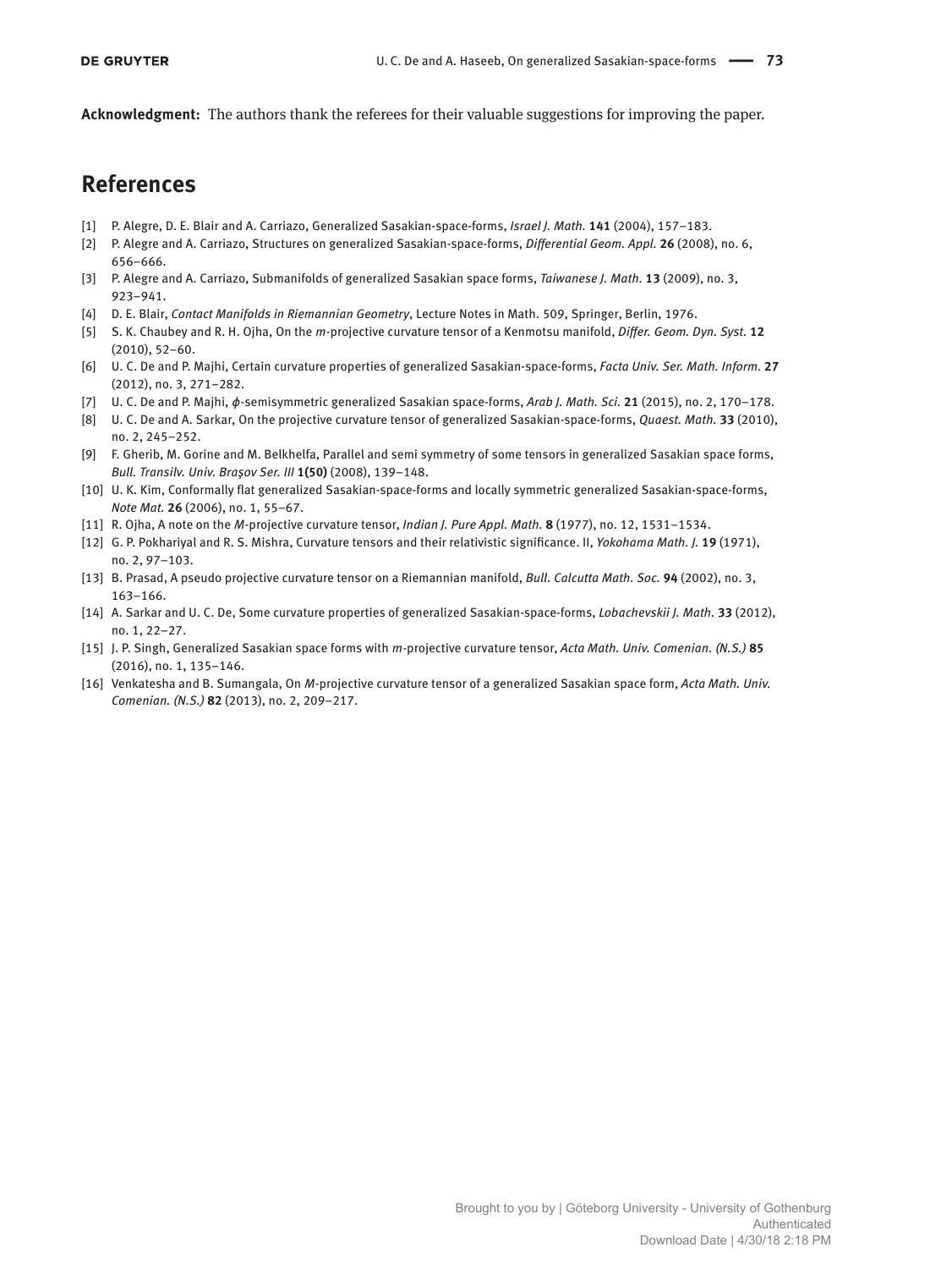**Acknowledgment:** The authors thank the referees for their valuable suggestions for improving the paper.

## References

[1] P. Alegre, D. E. Blair and A. Carriazo, Generalized Sasakian-space-forms, *Israel J. Math.* **141** (2004), 157–183.

[2] P. Alegre and A. Carriazo, Structures on generalized Sasakian-space-forms, *Differential Geom. Appl.* **26** (2008), no. 6, 656–666.

[3] P. Alegre and A. Carriazo, Submanifolds of generalized Sasakian space forms, *Taiwanese J. Math.* **13** (2009), no. 3, 923–941.

[4] D. E. Blair, *Contact Manifolds in Riemannian Geometry*, Lecture Notes in Math. 509, Springer, Berlin, 1976.

[5] S. K. Chaubey and R. H. Ojha, On the *m*-projective curvature tensor of a Kenmotsu manifold, *Differ. Geom. Dyn. Syst.* **12** (2010), 52–60.

[6] U. C. De and P. Majhi, Certain curvature properties of generalized Sasakian-space-forms, *Facta Univ. Ser. Math. Inform.* **27** (2012), no. 3, 271–282.

[7] U. C. De and P. Majhi, $\phi$-semisymmetric generalized Sasakian space-forms, *Arab J. Math. Sci.* **21** (2015), no. 2, 170–178.

[8] U. C. De and A. Sarkar, On the projective curvature tensor of generalized Sasakian-space-forms, *Quaest. Math.* **33** (2010), no. 2, 245–252.

[9] F. Gherib, M. Gorine and M. Belkhelfa, Parallel and semi symmetry of some tensors in generalized Sasakian space forms, *Bull. Transilv. Univ. Braşov Ser. III* **1(50)** (2008), 139–148.

[10] U. K. Kim, Conformally flat generalized Sasakian-space-forms and locally symmetric generalized Sasakian-space-forms, *Note Mat.* **26** (2006), no. 1, 55–67.

[11] R. Ojha, A note on the *M*-projective curvature tensor, *Indian J. Pure Appl. Math.* **8** (1977), no. 12, 1531–1534.

[12] G. P. Pokhariyal and R. S. Mishra, Curvature tensors and their relativistic significance. II, *Yokohama Math. J.* **19** (1971), no. 2, 97–103.

[13] B. Prasad, A pseudo projective curvature tensor on a Riemannian manifold, *Bull. Calcutta Math. Soc.* **94** (2002), no. 3, 163–166.

[14] A. Sarkar and U. C. De, Some curvature properties of generalized Sasakian-space-forms, *Lobachevskii J. Math.* **33** (2012), no. 1, 22–27.

[15] J. P. Singh, Generalized Sasakian space forms with *m*-projective curvature tensor, *Acta Math. Univ. Comenian. (N.S.)* **85** (2016), no. 1, 135–146.

[16] Venkatesha and B. Sumangala, On *M*-projective curvature tensor of a generalized Sasakian space form, *Acta Math. Univ. Comenian. (N.S.)* **82** (2013), no. 2, 209–217.